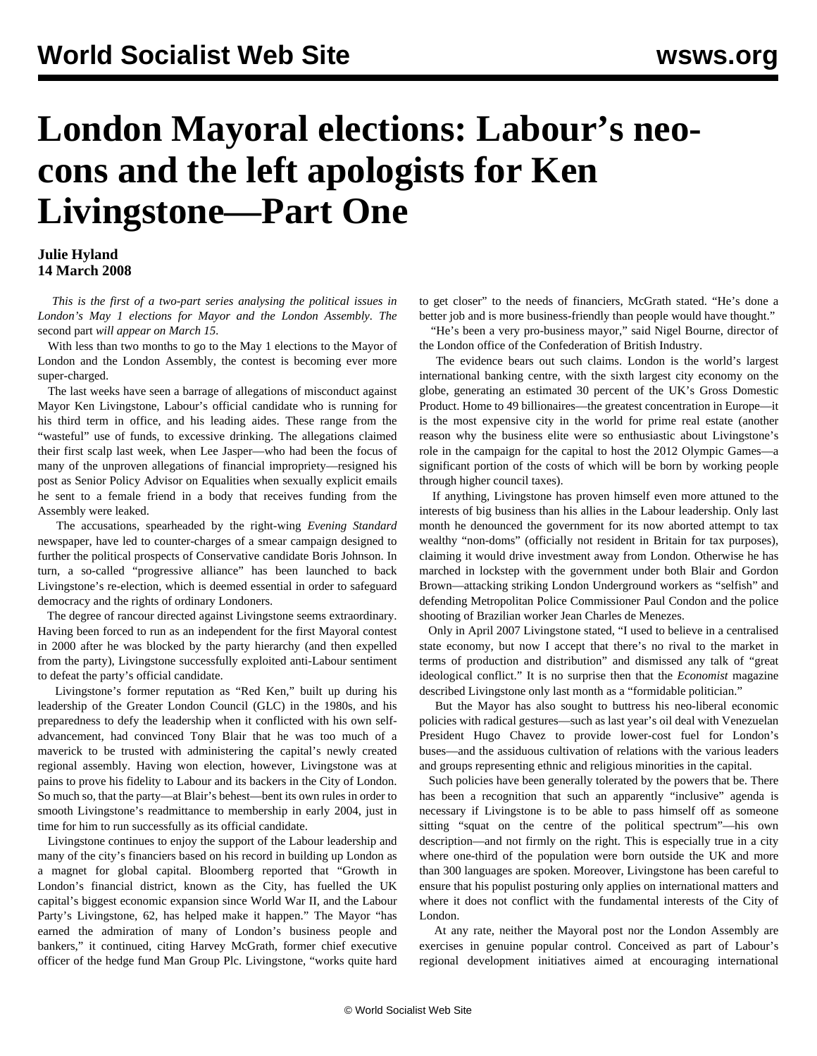# London Mayoral elections: Labour's neo-cons and the left apologists for Ken Livingstone—Part One

**Julie Hyland**
**14 March 2008**

*This is the first of a two-part series analysing the political issues in London's May 1 elections for Mayor and the London Assembly. The* second part *will appear on March 15.*

With less than two months to go to the May 1 elections to the Mayor of London and the London Assembly, the contest is becoming ever more super-charged.

The last weeks have seen a barrage of allegations of misconduct against Mayor Ken Livingstone, Labour's official candidate who is running for his third term in office, and his leading aides. These range from the "wasteful" use of funds, to excessive drinking. The allegations claimed their first scalp last week, when Lee Jasper—who had been the focus of many of the unproven allegations of financial impropriety—resigned his post as Senior Policy Advisor on Equalities when sexually explicit emails he sent to a female friend in a body that receives funding from the Assembly were leaked.

The accusations, spearheaded by the right-wing *Evening Standard* newspaper, have led to counter-charges of a smear campaign designed to further the political prospects of Conservative candidate Boris Johnson. In turn, a so-called "progressive alliance" has been launched to back Livingstone's re-election, which is deemed essential in order to safeguard democracy and the rights of ordinary Londoners.

The degree of rancour directed against Livingstone seems extraordinary. Having been forced to run as an independent for the first Mayoral contest in 2000 after he was blocked by the party hierarchy (and then expelled from the party), Livingstone successfully exploited anti-Labour sentiment to defeat the party's official candidate.

Livingstone's former reputation as "Red Ken," built up during his leadership of the Greater London Council (GLC) in the 1980s, and his preparedness to defy the leadership when it conflicted with his own self-advancement, had convinced Tony Blair that he was too much of a maverick to be trusted with administering the capital's newly created regional assembly. Having won election, however, Livingstone was at pains to prove his fidelity to Labour and its backers in the City of London. So much so, that the party—at Blair's behest—bent its own rules in order to smooth Livingstone's readmittance to membership in early 2004, just in time for him to run successfully as its official candidate.

Livingstone continues to enjoy the support of the Labour leadership and many of the city's financiers based on his record in building up London as a magnet for global capital. Bloomberg reported that "Growth in London's financial district, known as the City, has fuelled the UK capital's biggest economic expansion since World War II, and the Labour Party's Livingstone, 62, has helped make it happen." The Mayor "has earned the admiration of many of London's business people and bankers," it continued, citing Harvey McGrath, former chief executive officer of the hedge fund Man Group Plc. Livingstone, "works quite hard to get closer" to the needs of financiers, McGrath stated. "He's done a better job and is more business-friendly than people would have thought."

"He's been a very pro-business mayor," said Nigel Bourne, director of the London office of the Confederation of British Industry.

The evidence bears out such claims. London is the world's largest international banking centre, with the sixth largest city economy on the globe, generating an estimated 30 percent of the UK's Gross Domestic Product. Home to 49 billionaires—the greatest concentration in Europe—it is the most expensive city in the world for prime real estate (another reason why the business elite were so enthusiastic about Livingstone's role in the campaign for the capital to host the 2012 Olympic Games—a significant portion of the costs of which will be born by working people through higher council taxes).

If anything, Livingstone has proven himself even more attuned to the interests of big business than his allies in the Labour leadership. Only last month he denounced the government for its now aborted attempt to tax wealthy "non-doms" (officially not resident in Britain for tax purposes), claiming it would drive investment away from London. Otherwise he has marched in lockstep with the government under both Blair and Gordon Brown—attacking striking London Underground workers as "selfish" and defending Metropolitan Police Commissioner Paul Condon and the police shooting of Brazilian worker Jean Charles de Menezes.

Only in April 2007 Livingstone stated, "I used to believe in a centralised state economy, but now I accept that there's no rival to the market in terms of production and distribution" and dismissed any talk of "great ideological conflict." It is no surprise then that the *Economist* magazine described Livingstone only last month as a "formidable politician."

But the Mayor has also sought to buttress his neo-liberal economic policies with radical gestures—such as last year's oil deal with Venezuelan President Hugo Chavez to provide lower-cost fuel for London's buses—and the assiduous cultivation of relations with the various leaders and groups representing ethnic and religious minorities in the capital.

Such policies have been generally tolerated by the powers that be. There has been a recognition that such an apparently "inclusive" agenda is necessary if Livingstone is to be able to pass himself off as someone sitting "squat on the centre of the political spectrum"—his own description—and not firmly on the right. This is especially true in a city where one-third of the population were born outside the UK and more than 300 languages are spoken. Moreover, Livingstone has been careful to ensure that his populist posturing only applies on international matters and where it does not conflict with the fundamental interests of the City of London.

At any rate, neither the Mayoral post nor the London Assembly are exercises in genuine popular control. Conceived as part of Labour's regional development initiatives aimed at encouraging international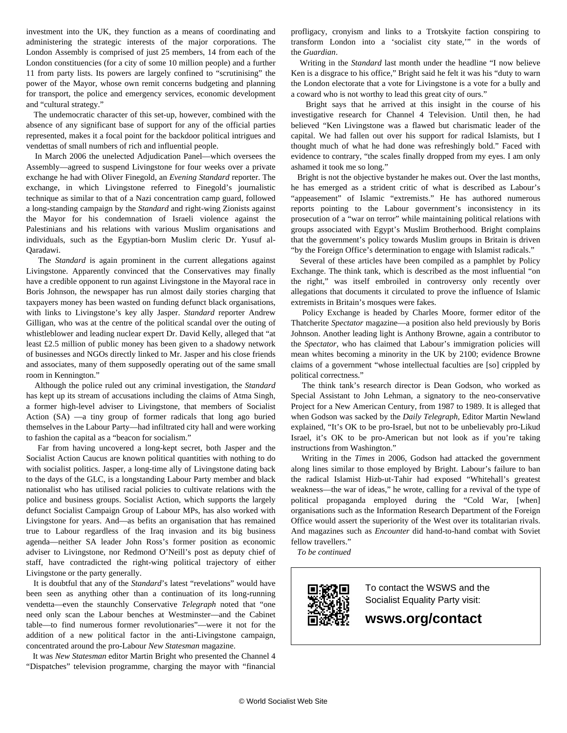investment into the UK, they function as a means of coordinating and administering the strategic interests of the major corporations. The London Assembly is comprised of just 25 members, 14 from each of the London constituencies (for a city of some 10 million people) and a further 11 from party lists. Its powers are largely confined to "scrutinising" the power of the Mayor, whose own remit concerns budgeting and planning for transport, the police and emergency services, economic development and "cultural strategy."

The undemocratic character of this set-up, however, combined with the absence of any significant base of support for any of the official parties represented, makes it a focal point for the backdoor political intrigues and vendettas of small numbers of rich and influential people.

In March 2006 the unelected Adjudication Panel—which oversees the Assembly—agreed to suspend Livingstone for four weeks over a private exchange he had with Oliver Finegold, an *Evening Standard* reporter. The exchange, in which Livingstone referred to Finegold's journalistic technique as similar to that of a Nazi concentration camp guard, followed a long-standing campaign by the *Standard* and right-wing Zionists against the Mayor for his condemnation of Israeli violence against the Palestinians and his relations with various Muslim organisations and individuals, such as the Egyptian-born Muslim cleric Dr. Yusuf al-Qaradawi.

The *Standard* is again prominent in the current allegations against Livingstone. Apparently convinced that the Conservatives may finally have a credible opponent to run against Livingstone in the Mayoral race in Boris Johnson, the newspaper has run almost daily stories charging that taxpayers money has been wasted on funding defunct black organisations, with links to Livingstone's key ally Jasper. *Standard* reporter Andrew Gilligan, who was at the centre of the political scandal over the outing of whistleblower and leading nuclear expert Dr. David Kelly, alleged that "at least £2.5 million of public money has been given to a shadowy network of businesses and NGOs directly linked to Mr. Jasper and his close friends and associates, many of them supposedly operating out of the same small room in Kennington."

Although the police ruled out any criminal investigation, the *Standard* has kept up its stream of accusations including the claims of Atma Singh, a former high-level adviser to Livingstone, that members of Socialist Action (SA) —a tiny group of former radicals that long ago buried themselves in the Labour Party—had infiltrated city hall and were working to fashion the capital as a "beacon for socialism."

Far from having uncovered a long-kept secret, both Jasper and the Socialist Action Caucus are known political quantities with nothing to do with socialist politics. Jasper, a long-time ally of Livingstone dating back to the days of the GLC, is a longstanding Labour Party member and black nationalist who has utilised racial policies to cultivate relations with the police and business groups. Socialist Action, which supports the largely defunct Socialist Campaign Group of Labour MPs, has also worked with Livingstone for years. And—as befits an organisation that has remained true to Labour regardless of the Iraq invasion and its big business agenda—neither SA leader John Ross's former position as economic adviser to Livingstone, nor Redmond O'Neill's post as deputy chief of staff, have contradicted the right-wing political trajectory of either Livingstone or the party generally.

It is doubtful that any of the *Standard*'s latest "revelations" would have been seen as anything other than a continuation of its long-running vendetta—even the staunchly Conservative *Telegraph* noted that "one need only scan the Labour benches at Westminster—and the Cabinet table—to find numerous former revolutionaries"—were it not for the addition of a new political factor in the anti-Livingstone campaign, concentrated around the pro-Labour *New Statesman* magazine.

It was *New Statesman* editor Martin Bright who presented the Channel 4 "Dispatches" television programme, charging the mayor with "financial profligacy, cronyism and links to a Trotskyite faction conspiring to transform London into a 'socialist city state,'" in the words of the *Guardian*.

Writing in the *Standard* last month under the headline "I now believe Ken is a disgrace to his office," Bright said he felt it was his "duty to warn the London electorate that a vote for Livingstone is a vote for a bully and a coward who is not worthy to lead this great city of ours."

Bright says that he arrived at this insight in the course of his investigative research for Channel 4 Television. Until then, he had believed "Ken Livingstone was a flawed but charismatic leader of the capital. We had fallen out over his support for radical Islamists, but I thought much of what he had done was refreshingly bold." Faced with evidence to contrary, "the scales finally dropped from my eyes. I am only ashamed it took me so long."

Bright is not the objective bystander he makes out. Over the last months, he has emerged as a strident critic of what is described as Labour's "appeasement" of Islamic "extremists." He has authored numerous reports pointing to the Labour government's inconsistency in its prosecution of a "war on terror" while maintaining political relations with groups associated with Egypt's Muslim Brotherhood. Bright complains that the government's policy towards Muslim groups in Britain is driven "by the Foreign Office's determination to engage with Islamist radicals."

Several of these articles have been compiled as a pamphlet by Policy Exchange. The think tank, which is described as the most influential "on the right," was itself embroiled in controversy only recently over allegations that documents it circulated to prove the influence of Islamic extremists in Britain's mosques were fakes.

Policy Exchange is headed by Charles Moore, former editor of the Thatcherite *Spectator* magazine—a position also held previously by Boris Johnson. Another leading light is Anthony Browne, again a contributor to the *Spectator*, who has claimed that Labour's immigration policies will mean whites becoming a minority in the UK by 2100; evidence Browne claims of a government "whose intellectual faculties are [so] crippled by political correctness."

The think tank's research director is Dean Godson, who worked as Special Assistant to John Lehman, a signatory to the neo-conservative Project for a New American Century, from 1987 to 1989. It is alleged that when Godson was sacked by the *Daily Telegraph*, Editor Martin Newland explained, "It's OK to be pro-Israel, but not to be unbelievably pro-Likud Israel, it's OK to be pro-American but not look as if you're taking instructions from Washington."

Writing in the *Times* in 2006, Godson had attacked the government along lines similar to those employed by Bright. Labour's failure to ban the radical Islamist Hizb-ut-Tahir had exposed "Whitehall's greatest weakness—the war of ideas," he wrote, calling for a revival of the type of political propaganda employed during the "Cold War, [when] organisations such as the Information Research Department of the Foreign Office would assert the superiority of the West over its totalitarian rivals. And magazines such as *Encounter* did hand-to-hand combat with Soviet fellow travellers."

*To be continued*

To contact the WSWS and the Socialist Equality Party visit:

**wsws.org/contact**